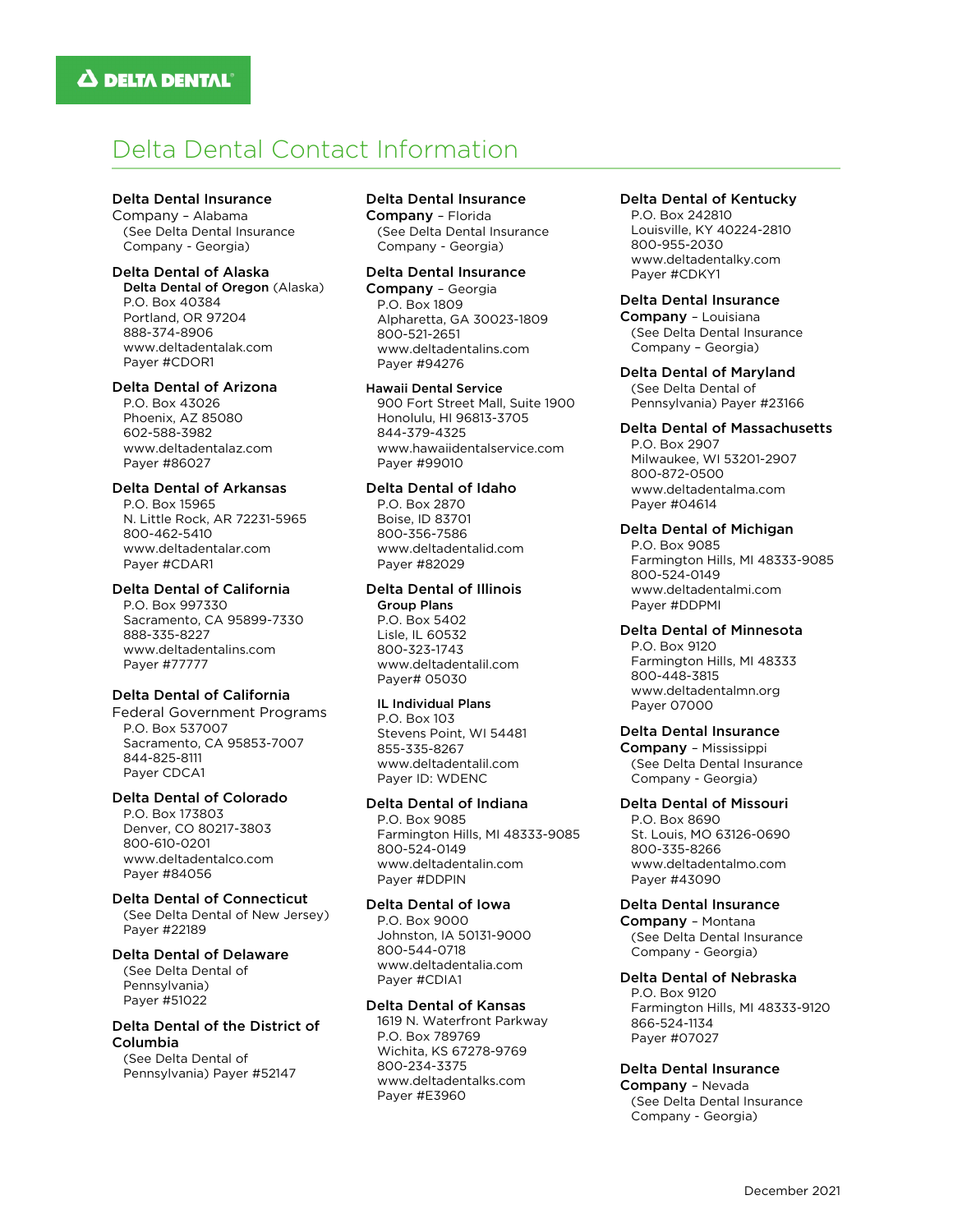# Delta Dental Contact Information

**Delta Dental Insurance Company** – Alabama
(See Delta Dental Insurance Company - Georgia)

**Delta Dental of Alaska**
**Delta Dental of Oregon** (Alaska)
P.O. Box 40384
Portland, OR 97204
888-374-8906
www.deltadentalak.com
Payer #CDOR1

**Delta Dental of Arizona**
P.O. Box 43026
Phoenix, AZ 85080
602-588-3982
www.deltadentalaz.com
Payer #86027

**Delta Dental of Arkansas**
P.O. Box 15965
N. Little Rock, AR 72231-5965
800-462-5410
www.deltadentalar.com
Payer #CDAR1

**Delta Dental of California**
P.O. Box 997330
Sacramento, CA 95899-7330
888-335-8227
www.deltadentalins.com
Payer #77777

**Delta Dental of California**
Federal Government Programs
P.O. Box 537007
Sacramento, CA 95853-7007
844-825-8111
Payer CDCA1

**Delta Dental of Colorado**
P.O. Box 173803
Denver, CO 80217-3803
800-610-0201
www.deltadentalco.com
Payer #84056

**Delta Dental of Connecticut**
(See Delta Dental of New Jersey)
Payer #22189

**Delta Dental of Delaware**
(See Delta Dental of Pennsylvania)
Payer #51022

**Delta Dental of the District of Columbia**
(See Delta Dental of Pennsylvania) Payer #52147

**Delta Dental Insurance Company** – Florida
(See Delta Dental Insurance Company - Georgia)

**Delta Dental Insurance Company** – Georgia
P.O. Box 1809
Alpharetta, GA 30023-1809
800-521-2651
www.deltadentalins.com
Payer #94276

**Hawaii Dental Service**
900 Fort Street Mall, Suite 1900
Honolulu, HI 96813-3705
844-379-4325
www.hawaiidentalservice.com
Payer #99010

**Delta Dental of Idaho**
P.O. Box 2870
Boise, ID 83701
800-356-7586
www.deltadentalid.com
Payer #82029

**Delta Dental of Illinois**

**Group Plans**
P.O. Box 5402
Lisle, IL 60532
800-323-1743
www.deltadentalil.com
Payer# 05030

**IL Individual Plans**
P.O. Box 103
Stevens Point, WI 54481
855-335-8267
www.deltadentalil.com
Payer ID: WDENC

**Delta Dental of Indiana**
P.O. Box 9085
Farmington Hills, MI 48333-9085
800-524-0149
www.deltadentalin.com
Payer #DDPIN

**Delta Dental of Iowa**
P.O. Box 9000
Johnston, IA 50131-9000
800-544-0718
www.deltadentalia.com
Payer #CDIA1

**Delta Dental of Kansas**
1619 N. Waterfront Parkway
P.O. Box 789769
Wichita, KS 67278-9769
800-234-3375
www.deltadentalks.com
Payer #E3960

**Delta Dental of Kentucky**
P.O. Box 242810
Louisville, KY 40224-2810
800-955-2030
www.deltadentalky.com
Payer #CDKY1

**Delta Dental Insurance Company** – Louisiana
(See Delta Dental Insurance Company – Georgia)

**Delta Dental of Maryland**
(See Delta Dental of Pennsylvania) Payer #23166

**Delta Dental of Massachusetts**
P.O. Box 2907
Milwaukee, WI 53201-2907
800-872-0500
www.deltadentalma.com
Payer #04614

**Delta Dental of Michigan**
P.O. Box 9085
Farmington Hills, MI 48333-9085
800-524-0149
www.deltadentalmi.com
Payer #DDPMI

**Delta Dental of Minnesota**
P.O. Box 9120
Farmington Hills, MI 48333
800-448-3815
www.deltadentalmn.org
Payer 07000

**Delta Dental Insurance Company** – Mississippi
(See Delta Dental Insurance Company - Georgia)

**Delta Dental of Missouri**
P.O. Box 8690
St. Louis, MO 63126-0690
800-335-8266
www.deltadentalmo.com
Payer #43090

**Delta Dental Insurance Company** – Montana
(See Delta Dental Insurance Company - Georgia)

**Delta Dental of Nebraska**
P.O. Box 9120
Farmington Hills, MI 48333-9120
866-524-1134
Payer #07027

**Delta Dental Insurance Company** – Nevada
(See Delta Dental Insurance Company - Georgia)

December 2021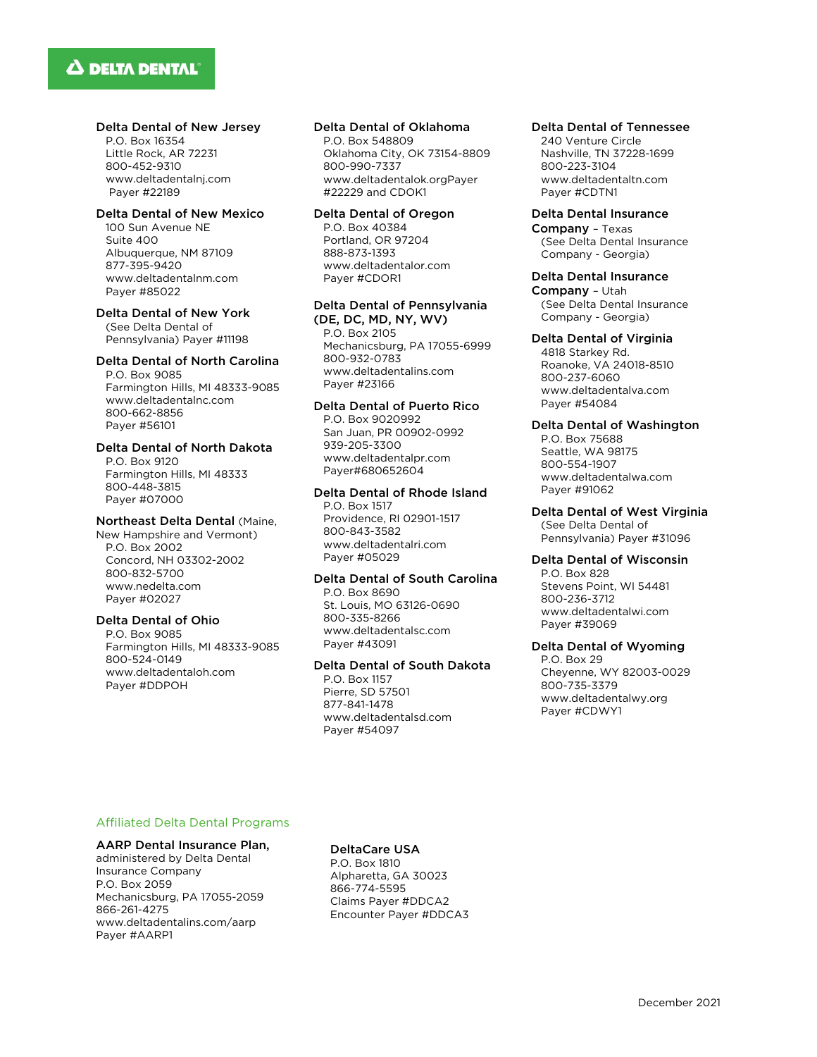**Delta Dental of New Jersey**
P.O. Box 16354
Little Rock, AR 72231
800-452-9310
www.deltadentalnj.com
Payer #22189

**Delta Dental of New Mexico**
100 Sun Avenue NE
Suite 400
Albuquerque, NM 87109
877-395-9420
www.deltadentalnm.com
Payer #85022

**Delta Dental of New York**
(See Delta Dental of Pennsylvania) Payer #11198

**Delta Dental of North Carolina**
P.O. Box 9085
Farmington Hills, MI 48333-9085
www.deltadentalnc.com
800-662-8856
Payer #56101

**Delta Dental of North Dakota**
P.O. Box 9120
Farmington Hills, MI 48333
800-448-3815
Payer #07000

**Northeast Delta Dental** (Maine, New Hampshire and Vermont)
P.O. Box 2002
Concord, NH 03302-2002
800-832-5700
www.nedelta.com
Payer #02027

**Delta Dental of Ohio**
P.O. Box 9085
Farmington Hills, MI 48333-9085
800-524-0149
www.deltadentaloh.com
Payer #DDPOH

**Delta Dental of Oklahoma**
P.O. Box 548809
Oklahoma City, OK 73154-8809
800-990-7337
www.deltadentalok.orgPayer #22229 and CDOK1

**Delta Dental of Oregon**
P.O. Box 40384
Portland, OR 97204
888-873-1393
www.deltadentalor.com
Payer #CDOR1

**Delta Dental of Pennsylvania (DE, DC, MD, NY, WV)**
P.O. Box 2105
Mechanicsburg, PA 17055-6999
800-932-0783
www.deltadentalins.com
Payer #23166

**Delta Dental of Puerto Rico**
P.O. Box 9020992
San Juan, PR 00902-0992
939-205-3300
www.deltadentalpr.com
Payer#680652604

**Delta Dental of Rhode Island**
P.O. Box 1517
Providence, RI 02901-1517
800-843-3582
www.deltadentalri.com
Payer #05029

**Delta Dental of South Carolina**
P.O. Box 8690
St. Louis, MO 63126-0690
800-335-8266
www.deltadentalsc.com
Payer #43091

**Delta Dental of South Dakota**
P.O. Box 1157
Pierre, SD 57501
877-841-1478
www.deltadentalsd.com
Payer #54097

**Delta Dental of Tennessee**
240 Venture Circle
Nashville, TN 37228-1699
800-223-3104
www.deltadentaltn.com
Payer #CDTN1

**Delta Dental Insurance Company** – Texas
(See Delta Dental Insurance Company - Georgia)

**Delta Dental Insurance Company** – Utah
(See Delta Dental Insurance Company - Georgia)

**Delta Dental of Virginia**
4818 Starkey Rd.
Roanoke, VA 24018-8510
800-237-6060
www.deltadentalva.com
Payer #54084

**Delta Dental of Washington**
P.O. Box 75688
Seattle, WA 98175
800-554-1907
www.deltadentalwa.com
Payer #91062

**Delta Dental of West Virginia**
(See Delta Dental of Pennsylvania) Payer #31096

**Delta Dental of Wisconsin**
P.O. Box 828
Stevens Point, WI 54481
800-236-3712
www.deltadentalwi.com
Payer #39069

**Delta Dental of Wyoming**
P.O. Box 29
Cheyenne, WY 82003-0029
800-735-3379
www.deltadentalwy.org
Payer #CDWY1

## Affiliated Delta Dental Programs

**AARP Dental Insurance Plan,**
administered by Delta Dental Insurance Company
P.O. Box 2059
Mechanicsburg, PA 17055-2059
866-261-4275
www.deltadentalins.com/aarp
Payer #AARP1

**DeltaCare USA**
P.O. Box 1810
Alpharetta, GA 30023
866-774-5595
Claims Payer #DDCA2
Encounter Payer #DDCA3

December 2021